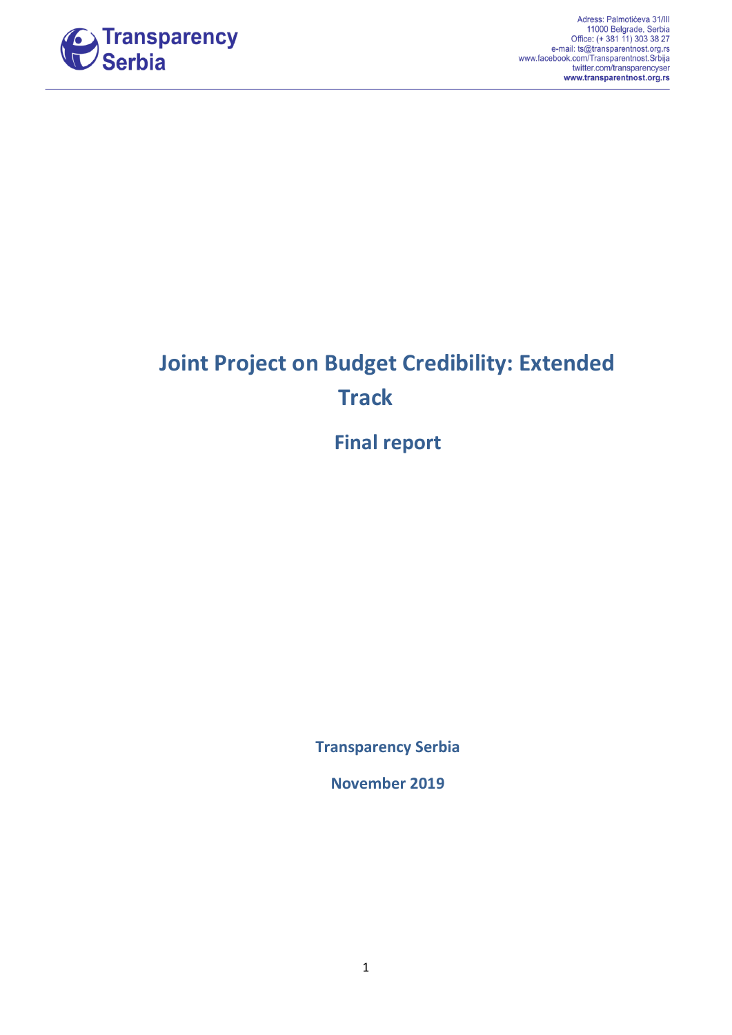Adress: Palmotićeva 31/III
11000 Belgrade, Serbia
Office: (+ 381 11) 303 38 27
e-mail: ts@transparentnost.org.rs
www.facebook.com/Transparentnost.Srbija
twitter.com/transparencyser
**www.transparentnost.org.rs**

# Joint Project on Budget Credibility: Extended Track

## Final report

**Transparency Serbia**

**November 2019**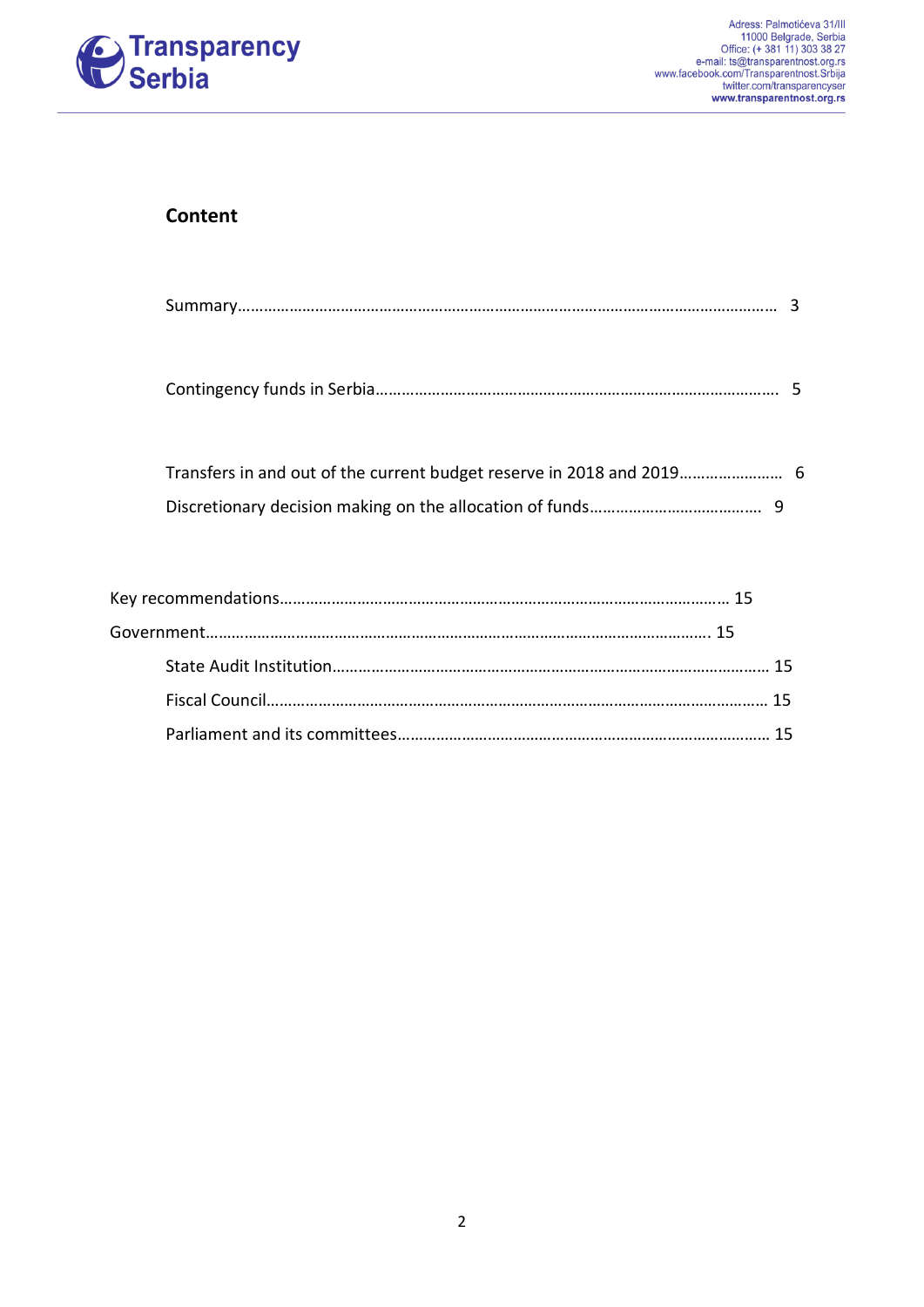## Content

Summary………………………………………………………………………………………………………… 3

Contingency funds in Serbia……………………………………………………………………………… 5

Transfers in and out of the current budget reserve in 2018 and 2019…………………… 6

Discretionary decision making on the allocation of funds………………………………… 9

Key recommendations……………………………………………………………………………………… 15

Government…………………………………………………………………………………………………. 15

State Audit Institution………………………………………………………………………………… 15

Fiscal Council…………………………………………………………………………………………………… 15

Parliament and its committees………………………………………………………………………… 15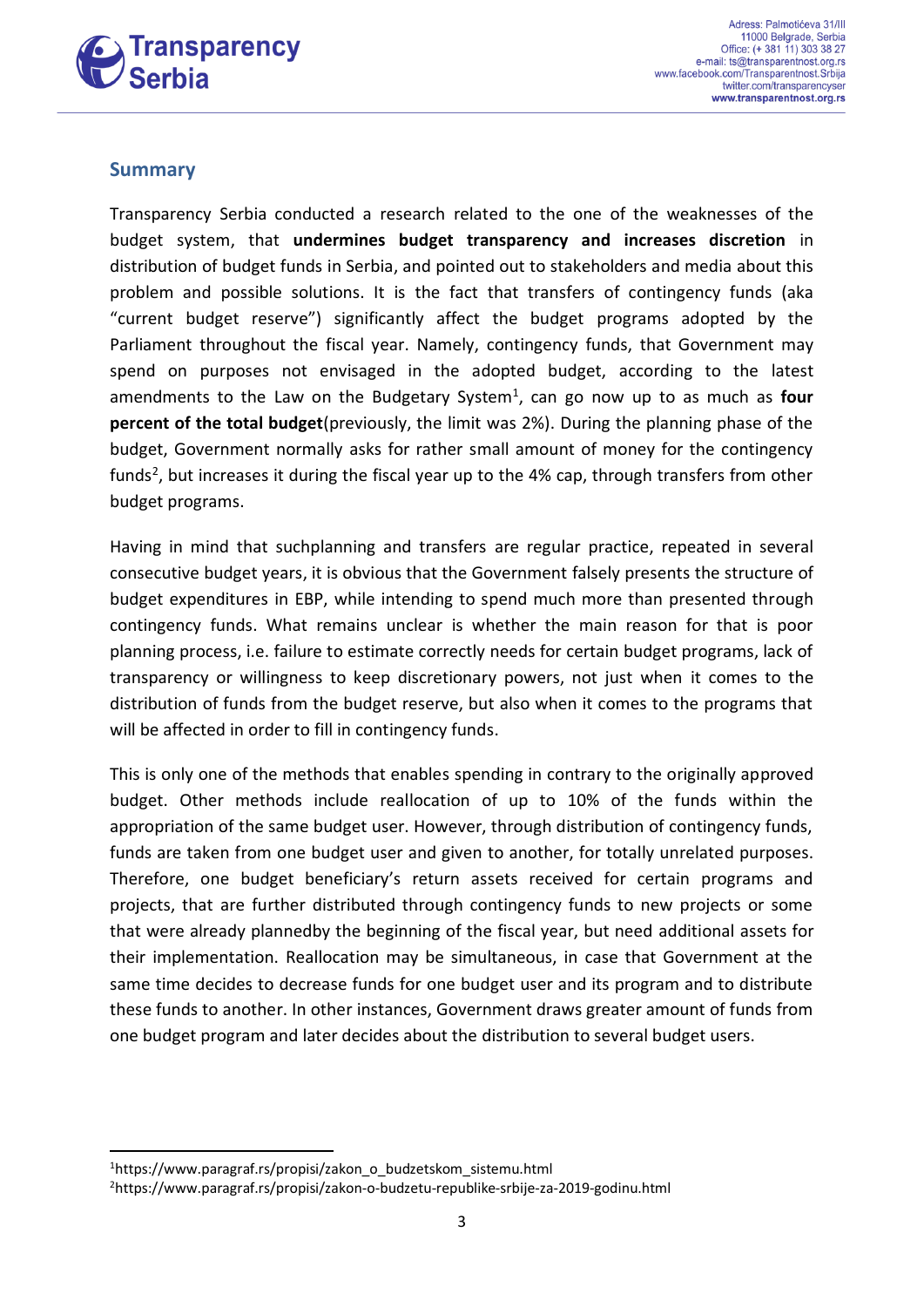## Summary

Transparency Serbia conducted a research related to the one of the weaknesses of the budget system, that **undermines budget transparency and increases discretion** in distribution of budget funds in Serbia, and pointed out to stakeholders and media about this problem and possible solutions. It is the fact that transfers of contingency funds (aka "current budget reserve") significantly affect the budget programs adopted by the Parliament throughout the fiscal year. Namely, contingency funds, that Government may spend on purposes not envisaged in the adopted budget, according to the latest amendments to the Law on the Budgetary System[1], can go now up to as much as **four percent of the total budget**(previously, the limit was 2%). During the planning phase of the budget, Government normally asks for rather small amount of money for the contingency funds[2], but increases it during the fiscal year up to the 4% cap, through transfers from other budget programs.

Having in mind that suchplanning and transfers are regular practice, repeated in several consecutive budget years, it is obvious that the Government falsely presents the structure of budget expenditures in EBP, while intending to spend much more than presented through contingency funds. What remains unclear is whether the main reason for that is poor planning process, i.e. failure to estimate correctly needs for certain budget programs, lack of transparency or willingness to keep discretionary powers, not just when it comes to the distribution of funds from the budget reserve, but also when it comes to the programs that will be affected in order to fill in contingency funds.

This is only one of the methods that enables spending in contrary to the originally approved budget. Other methods include reallocation of up to 10% of the funds within the appropriation of the same budget user. However, through distribution of contingency funds, funds are taken from one budget user and given to another, for totally unrelated purposes. Therefore, one budget beneficiary's return assets received for certain programs and projects, that are further distributed through contingency funds to new projects or some that were already plannedby the beginning of the fiscal year, but need additional assets for their implementation. Reallocation may be simultaneous, in case that Government at the same time decides to decrease funds for one budget user and its program and to distribute these funds to another. In other instances, Government draws greater amount of funds from one budget program and later decides about the distribution to several budget users.

[1]https://www.paragraf.rs/propisi/zakon_o_budzetskom_sistemu.html

[2]https://www.paragraf.rs/propisi/zakon-o-budzetu-republike-srbije-za-2019-godinu.html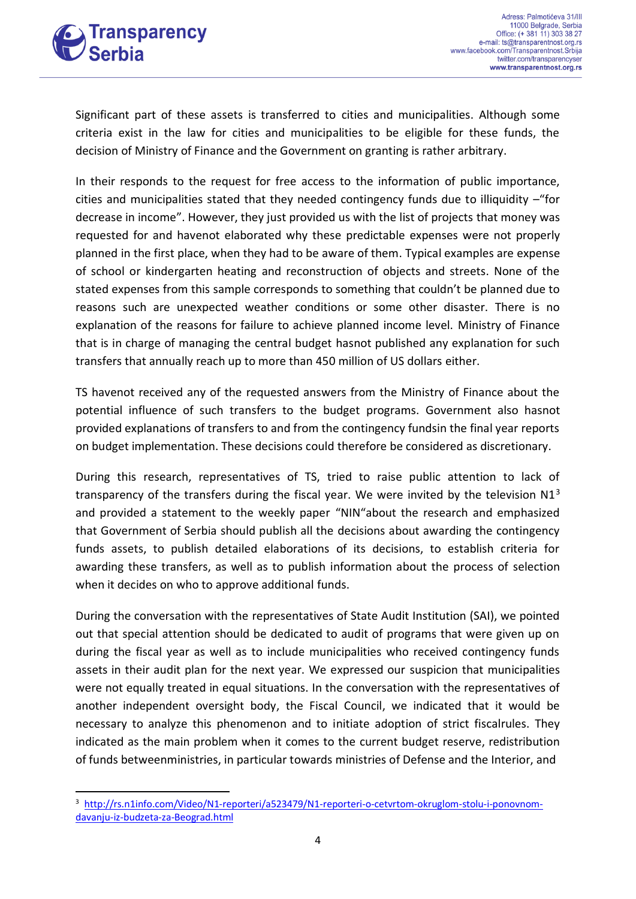Significant part of these assets is transferred to cities and municipalities. Although some criteria exist in the law for cities and municipalities to be eligible for these funds, the decision of Ministry of Finance and the Government on granting is rather arbitrary.

In their responds to the request for free access to the information of public importance, cities and municipalities stated that they needed contingency funds due to illiquidity –"for decrease in income". However, they just provided us with the list of projects that money was requested for and havenot elaborated why these predictable expenses were not properly planned in the first place, when they had to be aware of them. Typical examples are expense of school or kindergarten heating and reconstruction of objects and streets. None of the stated expenses from this sample corresponds to something that couldn't be planned due to reasons such are unexpected weather conditions or some other disaster. There is no explanation of the reasons for failure to achieve planned income level. Ministry of Finance that is in charge of managing the central budget hasnot published any explanation for such transfers that annually reach up to more than 450 million of US dollars either.

TS havenot received any of the requested answers from the Ministry of Finance about the potential influence of such transfers to the budget programs. Government also hasnot provided explanations of transfers to and from the contingency fundsin the final year reports on budget implementation. These decisions could therefore be considered as discretionary.

During this research, representatives of TS, tried to raise public attention to lack of transparency of the transfers during the fiscal year. We were invited by the television N1[3] and provided a statement to the weekly paper "NIN"about the research and emphasized that Government of Serbia should publish all the decisions about awarding the contingency funds assets, to publish detailed elaborations of its decisions, to establish criteria for awarding these transfers, as well as to publish information about the process of selection when it decides on who to approve additional funds.

During the conversation with the representatives of State Audit Institution (SAI), we pointed out that special attention should be dedicated to audit of programs that were given up on during the fiscal year as well as to include municipalities who received contingency funds assets in their audit plan for the next year. We expressed our suspicion that municipalities were not equally treated in equal situations. In the conversation with the representatives of another independent oversight body, the Fiscal Council, we indicated that it would be necessary to analyze this phenomenon and to initiate adoption of strict fiscalrules. They indicated as the main problem when it comes to the current budget reserve, redistribution of funds betweenministries, in particular towards ministries of Defense and the Interior, and

---

[3] http://rs.n1info.com/Video/N1-reporteri/a523479/N1-reporteri-o-cetvrtom-okruglom-stolu-i-ponovnom-davanju-iz-budzeta-za-Beograd.html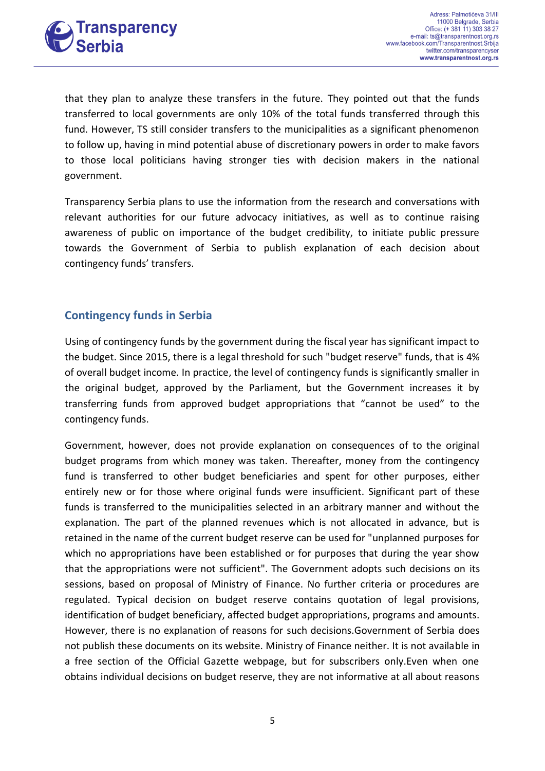that they plan to analyze these transfers in the future. They pointed out that the funds transferred to local governments are only 10% of the total funds transferred through this fund. However, TS still consider transfers to the municipalities as a significant phenomenon to follow up, having in mind potential abuse of discretionary powers in order to make favors to those local politicians having stronger ties with decision makers in the national government.

Transparency Serbia plans to use the information from the research and conversations with relevant authorities for our future advocacy initiatives, as well as to continue raising awareness of public on importance of the budget credibility, to initiate public pressure towards the Government of Serbia to publish explanation of each decision about contingency funds' transfers.

## Contingency funds in Serbia

Using of contingency funds by the government during the fiscal year has significant impact to the budget. Since 2015, there is a legal threshold for such "budget reserve" funds, that is 4% of overall budget income. In practice, the level of contingency funds is significantly smaller in the original budget, approved by the Parliament, but the Government increases it by transferring funds from approved budget appropriations that "cannot be used" to the contingency funds.

Government, however, does not provide explanation on consequences of to the original budget programs from which money was taken. Thereafter, money from the contingency fund is transferred to other budget beneficiaries and spent for other purposes, either entirely new or for those where original funds were insufficient. Significant part of these funds is transferred to the municipalities selected in an arbitrary manner and without the explanation. The part of the planned revenues which is not allocated in advance, but is retained in the name of the current budget reserve can be used for "unplanned purposes for which no appropriations have been established or for purposes that during the year show that the appropriations were not sufficient". The Government adopts such decisions on its sessions, based on proposal of Ministry of Finance. No further criteria or procedures are regulated. Typical decision on budget reserve contains quotation of legal provisions, identification of budget beneficiary, affected budget appropriations, programs and amounts. However, there is no explanation of reasons for such decisions.Government of Serbia does not publish these documents on its website. Ministry of Finance neither. It is not available in a free section of the Official Gazette webpage, but for subscribers only.Even when one obtains individual decisions on budget reserve, they are not informative at all about reasons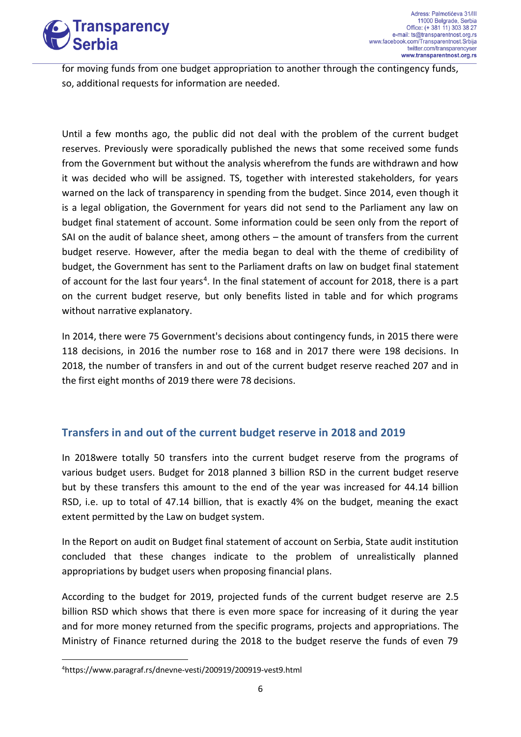for moving funds from one budget appropriation to another through the contingency funds, so, additional requests for information are needed.

Until a few months ago, the public did not deal with the problem of the current budget reserves. Previously were sporadically published the news that some received some funds from the Government but without the analysis wherefrom the funds are withdrawn and how it was decided who will be assigned. TS, together with interested stakeholders, for years warned on the lack of transparency in spending from the budget. Since 2014, even though it is a legal obligation, the Government for years did not send to the Parliament any law on budget final statement of account. Some information could be seen only from the report of SAI on the audit of balance sheet, among others – the amount of transfers from the current budget reserve. However, after the media began to deal with the theme of credibility of budget, the Government has sent to the Parliament drafts on law on budget final statement of account for the last four years[4]. In the final statement of account for 2018, there is a part on the current budget reserve, but only benefits listed in table and for which programs without narrative explanatory.

In 2014, there were 75 Government's decisions about contingency funds, in 2015 there were 118 decisions, in 2016 the number rose to 168 and in 2017 there were 198 decisions. In 2018, the number of transfers in and out of the current budget reserve reached 207 and in the first eight months of 2019 there were 78 decisions.

## Transfers in and out of the current budget reserve in 2018 and 2019

In 2018were totally 50 transfers into the current budget reserve from the programs of various budget users. Budget for 2018 planned 3 billion RSD in the current budget reserve but by these transfers this amount to the end of the year was increased for 44.14 billion RSD, i.e. up to total of 47.14 billion, that is exactly 4% on the budget, meaning the exact extent permitted by the Law on budget system.

In the Report on audit on Budget final statement of account on Serbia, State audit institution concluded that these changes indicate to the problem of unrealistically planned appropriations by budget users when proposing financial plans.

According to the budget for 2019, projected funds of the current budget reserve are 2.5 billion RSD which shows that there is even more space for increasing of it during the year and for more money returned from the specific programs, projects and appropriations. The Ministry of Finance returned during the 2018 to the budget reserve the funds of even 79

[4] https://www.paragraf.rs/dnevne-vesti/200919/200919-vest9.html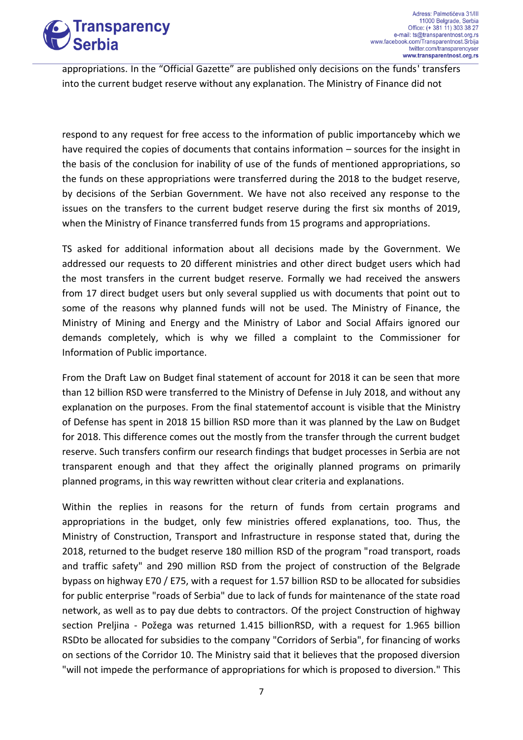appropriations. In the "Official Gazette" are published only decisions on the funds' transfers into the current budget reserve without any explanation. The Ministry of Finance did not

respond to any request for free access to the information of public importanceby which we have required the copies of documents that contains information – sources for the insight in the basis of the conclusion for inability of use of the funds of mentioned appropriations, so the funds on these appropriations were transferred during the 2018 to the budget reserve, by decisions of the Serbian Government. We have not also received any response to the issues on the transfers to the current budget reserve during the first six months of 2019, when the Ministry of Finance transferred funds from 15 programs and appropriations.

TS asked for additional information about all decisions made by the Government. We addressed our requests to 20 different ministries and other direct budget users which had the most transfers in the current budget reserve. Formally we had received the answers from 17 direct budget users but only several supplied us with documents that point out to some of the reasons why planned funds will not be used. The Ministry of Finance, the Ministry of Mining and Energy and the Ministry of Labor and Social Affairs ignored our demands completely, which is why we filled a complaint to the Commissioner for Information of Public importance.

From the Draft Law on Budget final statement of account for 2018 it can be seen that more than 12 billion RSD were transferred to the Ministry of Defense in July 2018, and without any explanation on the purposes. From the final statementof account is visible that the Ministry of Defense has spent in 2018 15 billion RSD more than it was planned by the Law on Budget for 2018. This difference comes out the mostly from the transfer through the current budget reserve. Such transfers confirm our research findings that budget processes in Serbia are not transparent enough and that they affect the originally planned programs on primarily planned programs, in this way rewritten without clear criteria and explanations.

Within the replies in reasons for the return of funds from certain programs and appropriations in the budget, only few ministries offered explanations, too. Thus, the Ministry of Construction, Transport and Infrastructure in response stated that, during the 2018, returned to the budget reserve 180 million RSD of the program "road transport, roads and traffic safety" and 290 million RSD from the project of construction of the Belgrade bypass on highway E70 / E75, with a request for 1.57 billion RSD to be allocated for subsidies for public enterprise "roads of Serbia" due to lack of funds for maintenance of the state road network, as well as to pay due debts to contractors. Of the project Construction of highway section Preljina - Požega was returned 1.415 billionRSD, with a request for 1.965 billion RSDto be allocated for subsidies to the company "Corridors of Serbia", for financing of works on sections of the Corridor 10. The Ministry said that it believes that the proposed diversion "will not impede the performance of appropriations for which is proposed to diversion." This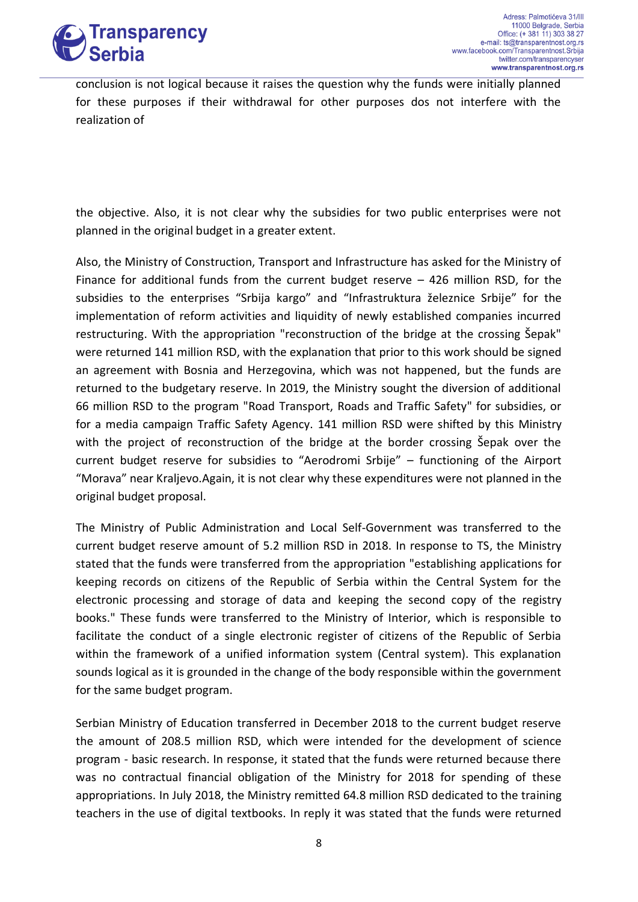conclusion is not logical because it raises the question why the funds were initially planned for these purposes if their withdrawal for other purposes dos not interfere with the realization of

the objective. Also, it is not clear why the subsidies for two public enterprises were not planned in the original budget in a greater extent.

Also, the Ministry of Construction, Transport and Infrastructure has asked for the Ministry of Finance for additional funds from the current budget reserve – 426 million RSD, for the subsidies to the enterprises "Srbija kargo" and "Infrastruktura železnice Srbije" for the implementation of reform activities and liquidity of newly established companies incurred restructuring. With the appropriation "reconstruction of the bridge at the crossing Šepak" were returned 141 million RSD, with the explanation that prior to this work should be signed an agreement with Bosnia and Herzegovina, which was not happened, but the funds are returned to the budgetary reserve. In 2019, the Ministry sought the diversion of additional 66 million RSD to the program "Road Transport, Roads and Traffic Safety" for subsidies, or for a media campaign Traffic Safety Agency. 141 million RSD were shifted by this Ministry with the project of reconstruction of the bridge at the border crossing Šepak over the current budget reserve for subsidies to "Aerodromi Srbije" – functioning of the Airport "Morava" near Kraljevo.Again, it is not clear why these expenditures were not planned in the original budget proposal.

The Ministry of Public Administration and Local Self-Government was transferred to the current budget reserve amount of 5.2 million RSD in 2018. In response to TS, the Ministry stated that the funds were transferred from the appropriation "establishing applications for keeping records on citizens of the Republic of Serbia within the Central System for the electronic processing and storage of data and keeping the second copy of the registry books." These funds were transferred to the Ministry of Interior, which is responsible to facilitate the conduct of a single electronic register of citizens of the Republic of Serbia within the framework of a unified information system (Central system). This explanation sounds logical as it is grounded in the change of the body responsible within the government for the same budget program.

Serbian Ministry of Education transferred in December 2018 to the current budget reserve the amount of 208.5 million RSD, which were intended for the development of science program - basic research. In response, it stated that the funds were returned because there was no contractual financial obligation of the Ministry for 2018 for spending of these appropriations. In July 2018, the Ministry remitted 64.8 million RSD dedicated to the training teachers in the use of digital textbooks. In reply it was stated that the funds were returned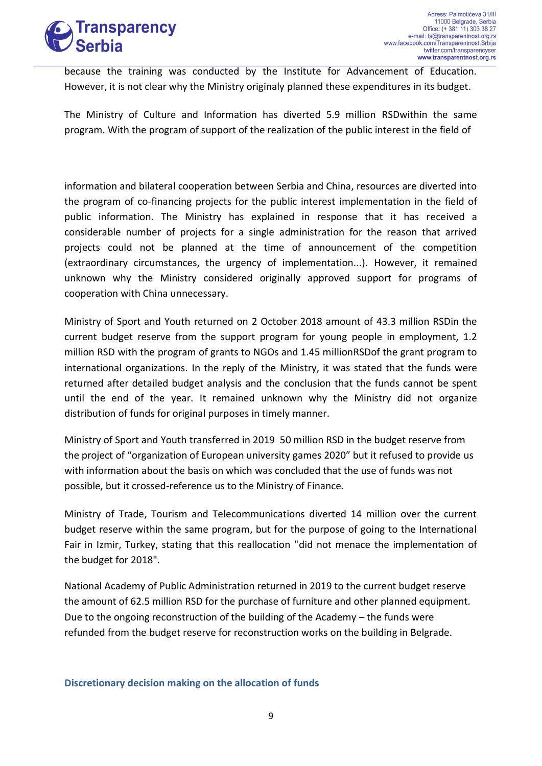because the training was conducted by the Institute for Advancement of Education. However, it is not clear why the Ministry originaly planned these expenditures in its budget.

The Ministry of Culture and Information has diverted 5.9 million RSDwithin the same program. With the program of support of the realization of the public interest in the field of information and bilateral cooperation between Serbia and China, resources are diverted into the program of co-financing projects for the public interest implementation in the field of public information. The Ministry has explained in response that it has received a considerable number of projects for a single administration for the reason that arrived projects could not be planned at the time of announcement of the competition (extraordinary circumstances, the urgency of implementation...). However, it remained unknown why the Ministry considered originally approved support for programs of cooperation with China unnecessary.

Ministry of Sport and Youth returned on 2 October 2018 amount of 43.3 million RSDin the current budget reserve from the support program for young people in employment, 1.2 million RSD with the program of grants to NGOs and 1.45 millionRSDof the grant program to international organizations. In the reply of the Ministry, it was stated that the funds were returned after detailed budget analysis and the conclusion that the funds cannot be spent until the end of the year. It remained unknown why the Ministry did not organize distribution of funds for original purposes in timely manner.

Ministry of Sport and Youth transferred in 2019 50 million RSD in the budget reserve from the project of "organization of European university games 2020" but it refused to provide us with information about the basis on which was concluded that the use of funds was not possible, but it crossed-reference us to the Ministry of Finance.

Ministry of Trade, Tourism and Telecommunications diverted 14 million over the current budget reserve within the same program, but for the purpose of going to the International Fair in Izmir, Turkey, stating that this reallocation "did not menace the implementation of the budget for 2018".

National Academy of Public Administration returned in 2019 to the current budget reserve the amount of 62.5 million RSD for the purchase of furniture and other planned equipment. Due to the ongoing reconstruction of the building of the Academy – the funds were refunded from the budget reserve for reconstruction works on the building in Belgrade.

### Discretionary decision making on the allocation of funds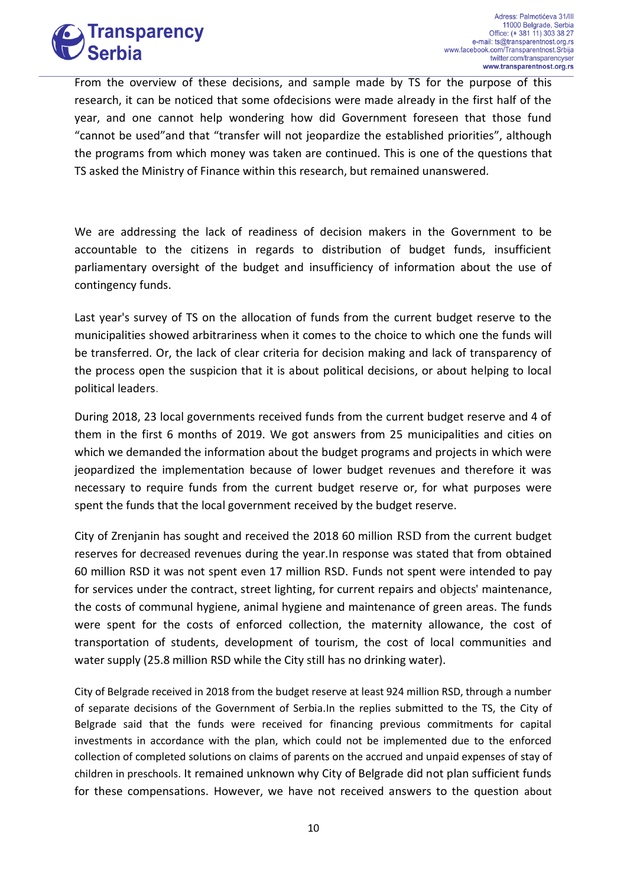From the overview of these decisions, and sample made by TS for the purpose of this research, it can be noticed that some ofdecisions were made already in the first half of the year, and one cannot help wondering how did Government foreseen that those fund "cannot be used"and that "transfer will not jeopardize the established priorities", although the programs from which money was taken are continued. This is one of the questions that TS asked the Ministry of Finance within this research, but remained unanswered.

We are addressing the lack of readiness of decision makers in the Government to be accountable to the citizens in regards to distribution of budget funds, insufficient parliamentary oversight of the budget and insufficiency of information about the use of contingency funds.

Last year's survey of TS on the allocation of funds from the current budget reserve to the municipalities showed arbitrariness when it comes to the choice to which one the funds will be transferred. Or, the lack of clear criteria for decision making and lack of transparency of the process open the suspicion that it is about political decisions, or about helping to local political leaders.

During 2018, 23 local governments received funds from the current budget reserve and 4 of them in the first 6 months of 2019. We got answers from 25 municipalities and cities on which we demanded the information about the budget programs and projects in which were jeopardized the implementation because of lower budget revenues and therefore it was necessary to require funds from the current budget reserve or, for what purposes were spent the funds that the local government received by the budget reserve.

City of Zrenjanin has sought and received the 2018 60 million RSD from the current budget reserves for decreased revenues during the year.In response was stated that from obtained 60 million RSD it was not spent even 17 million RSD. Funds not spent were intended to pay for services under the contract, street lighting, for current repairs and objects' maintenance, the costs of communal hygiene, animal hygiene and maintenance of green areas. The funds were spent for the costs of enforced collection, the maternity allowance, the cost of transportation of students, development of tourism, the cost of local communities and water supply (25.8 million RSD while the City still has no drinking water).

City of Belgrade received in 2018 from the budget reserve at least 924 million RSD, through a number of separate decisions of the Government of Serbia.In the replies submitted to the TS, the City of Belgrade said that the funds were received for financing previous commitments for capital investments in accordance with the plan, which could not be implemented due to the enforced collection of completed solutions on claims of parents on the accrued and unpaid expenses of stay of children in preschools. It remained unknown why City of Belgrade did not plan sufficient funds for these compensations. However, we have not received answers to the question about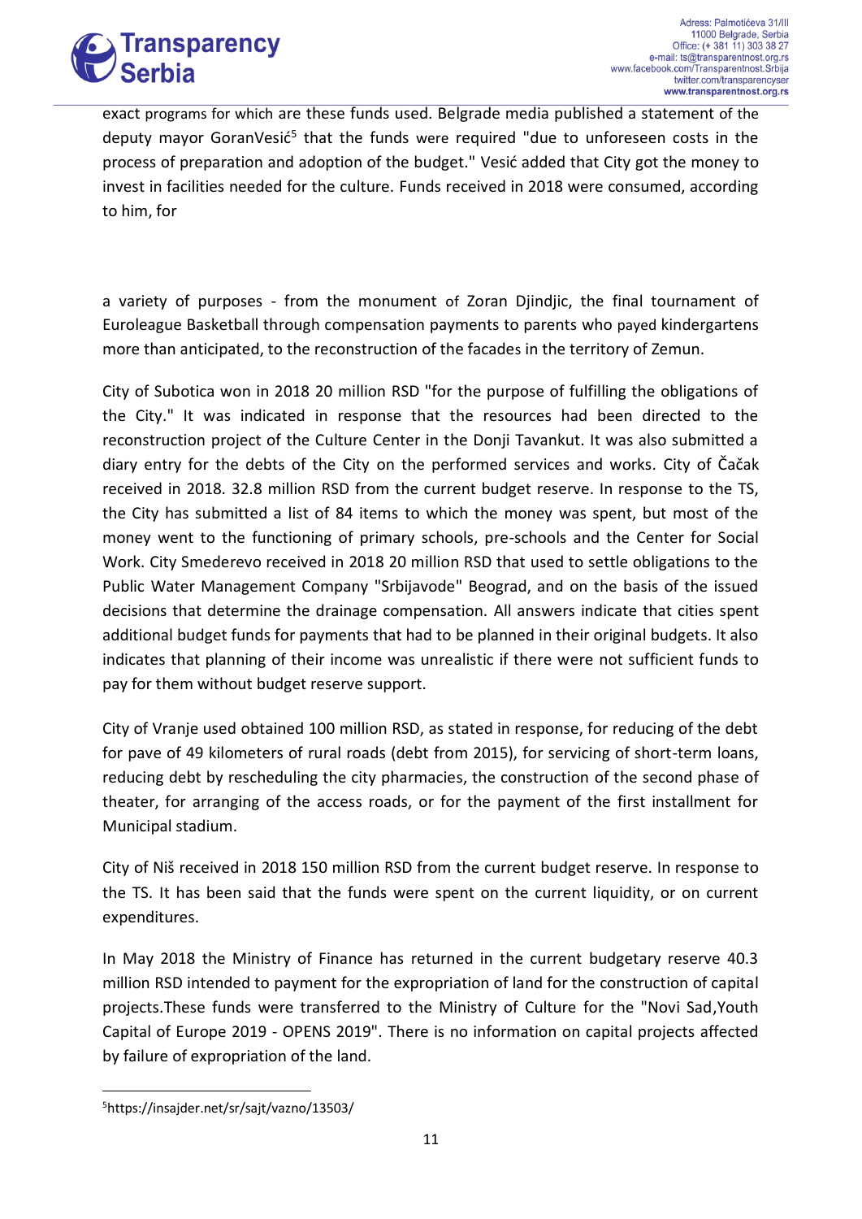exact programs for which are these funds used. Belgrade media published a statement of the deputy mayor GoranVesić[5] that the funds were required "due to unforeseen costs in the process of preparation and adoption of the budget." Vesić added that City got the money to invest in facilities needed for the culture. Funds received in 2018 were consumed, according to him, for

a variety of purposes - from the monument of Zoran Djindjic, the final tournament of Euroleague Basketball through compensation payments to parents who payed kindergartens more than anticipated, to the reconstruction of the facades in the territory of Zemun.

City of Subotica won in 2018 20 million RSD "for the purpose of fulfilling the obligations of the City." It was indicated in response that the resources had been directed to the reconstruction project of the Culture Center in the Donji Tavankut. It was also submitted a diary entry for the debts of the City on the performed services and works. City of Čačak received in 2018. 32.8 million RSD from the current budget reserve. In response to the TS, the City has submitted a list of 84 items to which the money was spent, but most of the money went to the functioning of primary schools, pre-schools and the Center for Social Work. City Smederevo received in 2018 20 million RSD that used to settle obligations to the Public Water Management Company "Srbijavode" Beograd, and on the basis of the issued decisions that determine the drainage compensation. All answers indicate that cities spent additional budget funds for payments that had to be planned in their original budgets. It also indicates that planning of their income was unrealistic if there were not sufficient funds to pay for them without budget reserve support.

City of Vranje used obtained 100 million RSD, as stated in response, for reducing of the debt for pave of 49 kilometers of rural roads (debt from 2015), for servicing of short-term loans, reducing debt by rescheduling the city pharmacies, the construction of the second phase of theater, for arranging of the access roads, or for the payment of the first installment for Municipal stadium.

City of Niš received in 2018 150 million RSD from the current budget reserve. In response to the TS. It has been said that the funds were spent on the current liquidity, or on current expenditures.

In May 2018 the Ministry of Finance has returned in the current budgetary reserve 40.3 million RSD intended to payment for the expropriation of land for the construction of capital projects.These funds were transferred to the Ministry of Culture for the "Novi Sad,Youth Capital of Europe 2019 - OPENS 2019". There is no information on capital projects affected by failure of expropriation of the land.

[5]https://insajder.net/sr/sajt/vazno/13503/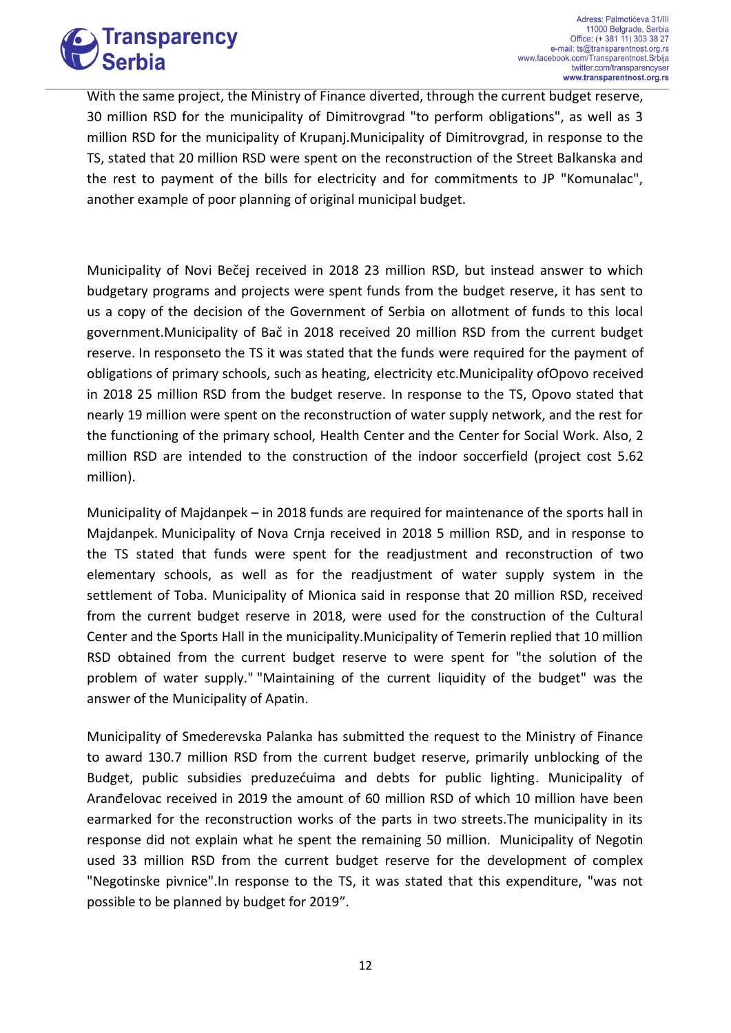With the same project, the Ministry of Finance diverted, through the current budget reserve, 30 million RSD for the municipality of Dimitrovgrad "to perform obligations", as well as 3 million RSD for the municipality of Krupanj.Municipality of Dimitrovgrad, in response to the TS, stated that 20 million RSD were spent on the reconstruction of the Street Balkanska and the rest to payment of the bills for electricity and for commitments to JP "Komunalac", another example of poor planning of original municipal budget.

Municipality of Novi Bečej received in 2018 23 million RSD, but instead answer to which budgetary programs and projects were spent funds from the budget reserve, it has sent to us a copy of the decision of the Government of Serbia on allotment of funds to this local government.Municipality of Bač in 2018 received 20 million RSD from the current budget reserve. In responseto the TS it was stated that the funds were required for the payment of obligations of primary schools, such as heating, electricity etc.Municipality ofOpovo received in 2018 25 million RSD from the budget reserve. In response to the TS, Opovo stated that nearly 19 million were spent on the reconstruction of water supply network, and the rest for the functioning of the primary school, Health Center and the Center for Social Work. Also, 2 million RSD are intended to the construction of the indoor soccerfield (project cost 5.62 million).

Municipality of Majdanpek – in 2018 funds are required for maintenance of the sports hall in Majdanpek. Municipality of Nova Crnja received in 2018 5 million RSD, and in response to the TS stated that funds were spent for the readjustment and reconstruction of two elementary schools, as well as for the readjustment of water supply system in the settlement of Toba. Municipality of Mionica said in response that 20 million RSD, received from the current budget reserve in 2018, were used for the construction of the Cultural Center and the Sports Hall in the municipality.Municipality of Temerin replied that 10 million RSD obtained from the current budget reserve to were spent for "the solution of the problem of water supply." "Maintaining of the current liquidity of the budget" was the answer of the Municipality of Apatin.

Municipality of Smederevska Palanka has submitted the request to the Ministry of Finance to award 130.7 million RSD from the current budget reserve, primarily unblocking of the Budget, public subsidies preduzećuima and debts for public lighting. Municipality of Aranđelovac received in 2019 the amount of 60 million RSD of which 10 million have been earmarked for the reconstruction works of the parts in two streets.The municipality in its response did not explain what he spent the remaining 50 million. Municipality of Negotin used 33 million RSD from the current budget reserve for the development of complex "Negotinske pivnice".In response to the TS, it was stated that this expenditure, "was not possible to be planned by budget for 2019".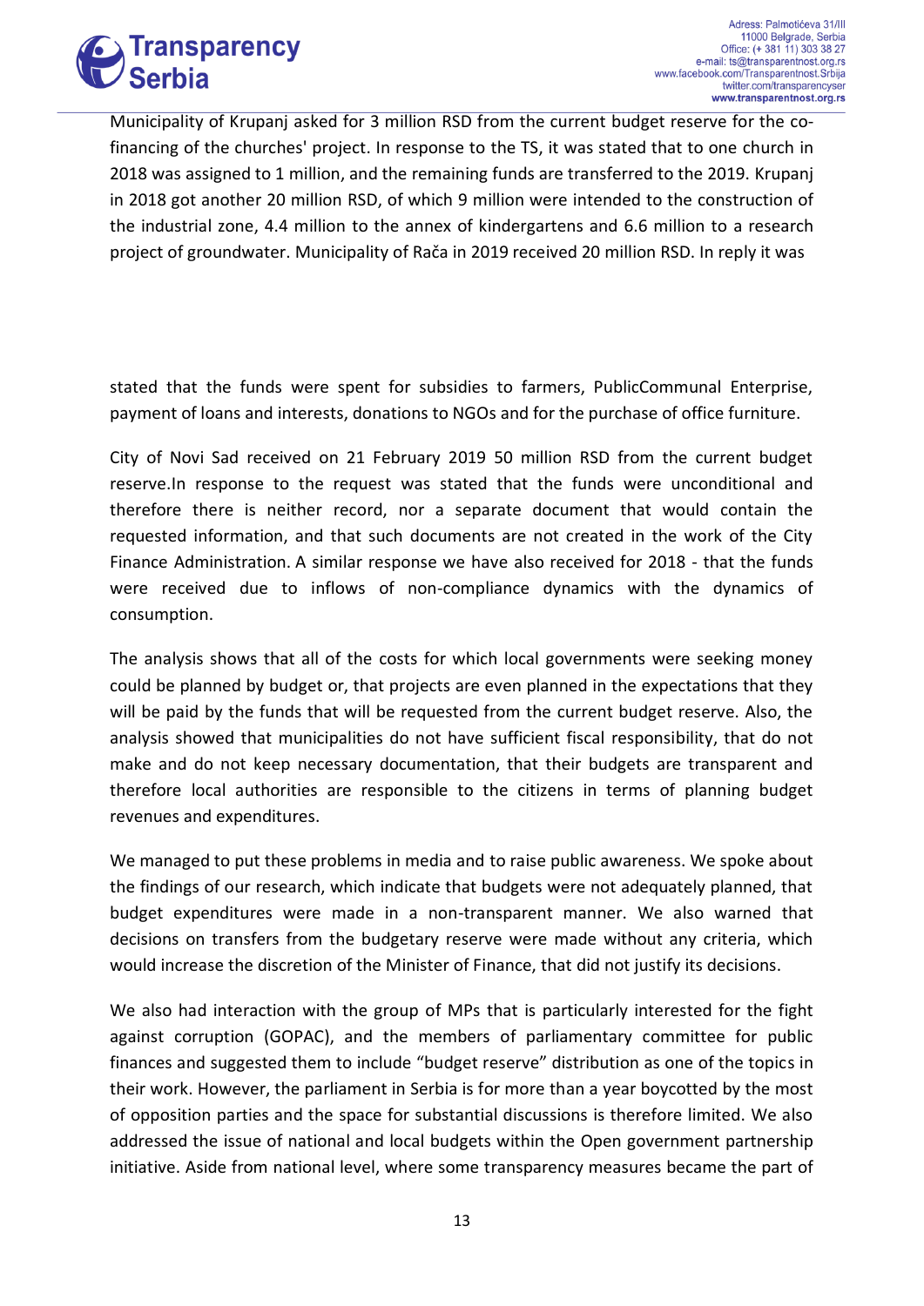Municipality of Krupanj asked for 3 million RSD from the current budget reserve for the co-financing of the churches' project. In response to the TS, it was stated that to one church in 2018 was assigned to 1 million, and the remaining funds are transferred to the 2019. Krupanj in 2018 got another 20 million RSD, of which 9 million were intended to the construction of the industrial zone, 4.4 million to the annex of kindergartens and 6.6 million to a research project of groundwater. Municipality of Rača in 2019 received 20 million RSD. In reply it was stated that the funds were spent for subsidies to farmers, PublicCommunal Enterprise, payment of loans and interests, donations to NGOs and for the purchase of office furniture.

City of Novi Sad received on 21 February 2019 50 million RSD from the current budget reserve.In response to the request was stated that the funds were unconditional and therefore there is neither record, nor a separate document that would contain the requested information, and that such documents are not created in the work of the City Finance Administration. A similar response we have also received for 2018 - that the funds were received due to inflows of non-compliance dynamics with the dynamics of consumption.

The analysis shows that all of the costs for which local governments were seeking money could be planned by budget or, that projects are even planned in the expectations that they will be paid by the funds that will be requested from the current budget reserve. Also, the analysis showed that municipalities do not have sufficient fiscal responsibility, that do not make and do not keep necessary documentation, that their budgets are transparent and therefore local authorities are responsible to the citizens in terms of planning budget revenues and expenditures.

We managed to put these problems in media and to raise public awareness. We spoke about the findings of our research, which indicate that budgets were not adequately planned, that budget expenditures were made in a non-transparent manner. We also warned that decisions on transfers from the budgetary reserve were made without any criteria, which would increase the discretion of the Minister of Finance, that did not justify its decisions.

We also had interaction with the group of MPs that is particularly interested for the fight against corruption (GOPAC), and the members of parliamentary committee for public finances and suggested them to include "budget reserve" distribution as one of the topics in their work. However, the parliament in Serbia is for more than a year boycotted by the most of opposition parties and the space for substantial discussions is therefore limited. We also addressed the issue of national and local budgets within the Open government partnership initiative. Aside from national level, where some transparency measures became the part of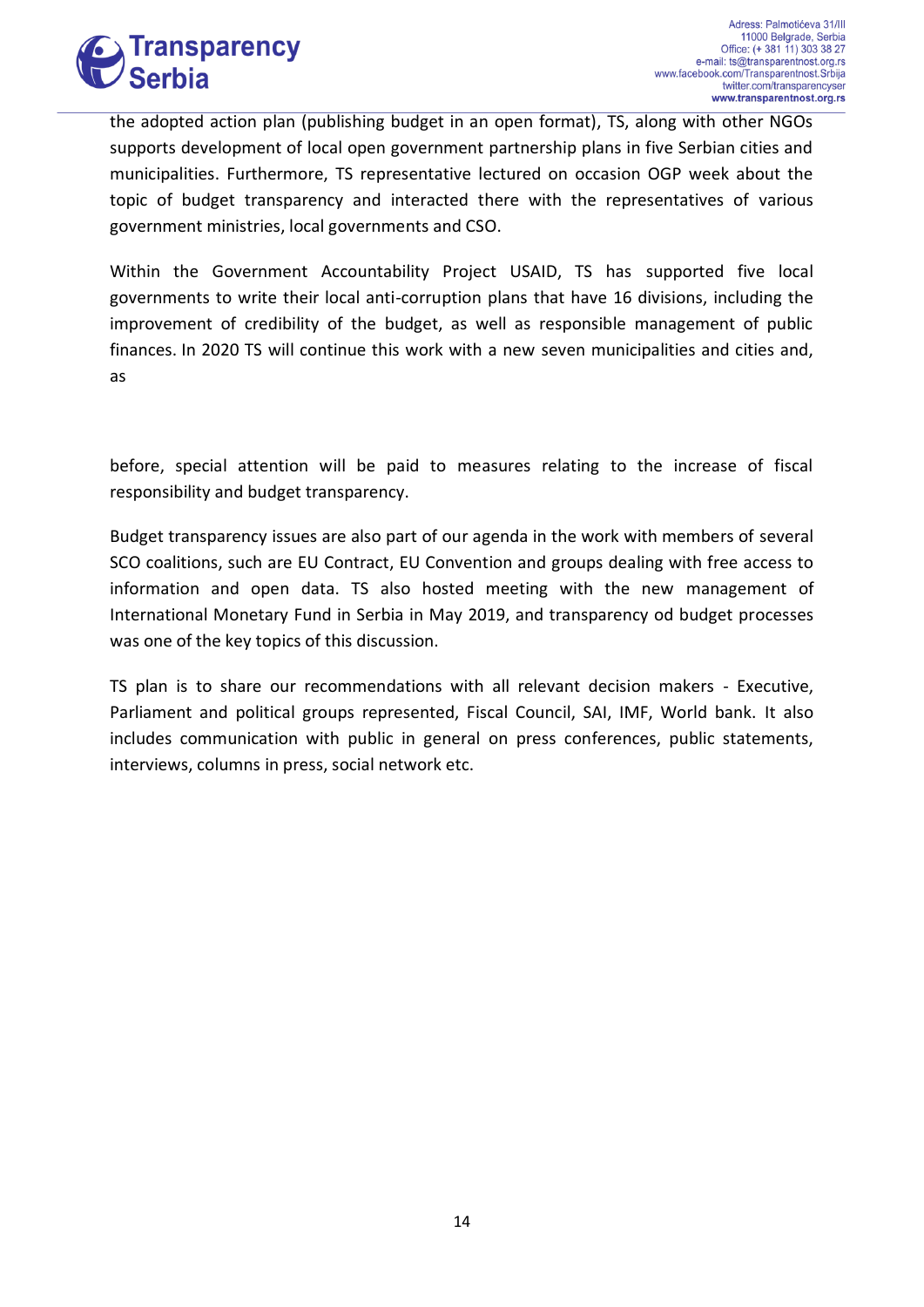the adopted action plan (publishing budget in an open format), TS, along with other NGOs supports development of local open government partnership plans in five Serbian cities and municipalities. Furthermore, TS representative lectured on occasion OGP week about the topic of budget transparency and interacted there with the representatives of various government ministries, local governments and CSO.

Within the Government Accountability Project USAID, TS has supported five local governments to write their local anti-corruption plans that have 16 divisions, including the improvement of credibility of the budget, as well as responsible management of public finances. In 2020 TS will continue this work with a new seven municipalities and cities and, as before, special attention will be paid to measures relating to the increase of fiscal responsibility and budget transparency.

Budget transparency issues are also part of our agenda in the work with members of several SCO coalitions, such are EU Contract, EU Convention and groups dealing with free access to information and open data. TS also hosted meeting with the new management of International Monetary Fund in Serbia in May 2019, and transparency od budget processes was one of the key topics of this discussion.

TS plan is to share our recommendations with all relevant decision makers - Executive, Parliament and political groups represented, Fiscal Council, SAI, IMF, World bank. It also includes communication with public in general on press conferences, public statements, interviews, columns in press, social network etc.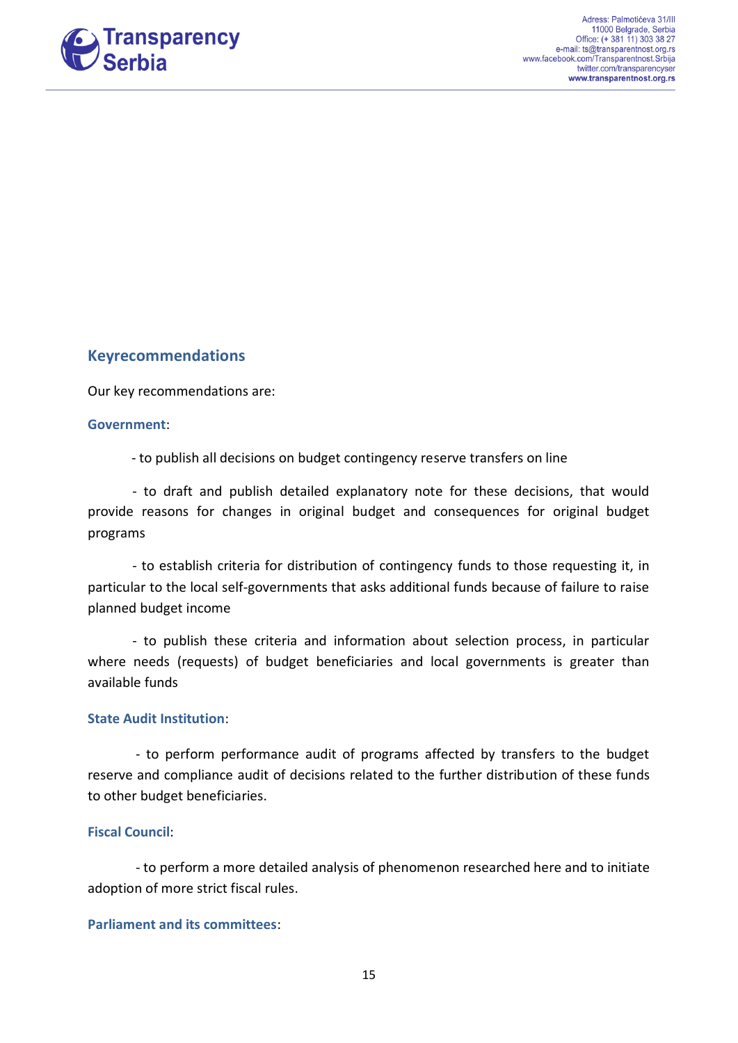## Keyrecommendations

Our key recommendations are:

**Government**:

- to publish all decisions on budget contingency reserve transfers on line

- to draft and publish detailed explanatory note for these decisions, that would provide reasons for changes in original budget and consequences for original budget programs

- to establish criteria for distribution of contingency funds to those requesting it, in particular to the local self-governments that asks additional funds because of failure to raise planned budget income

- to publish these criteria and information about selection process, in particular where needs (requests) of budget beneficiaries and local governments is greater than available funds

**State Audit Institution**:

- to perform performance audit of programs affected by transfers to the budget reserve and compliance audit of decisions related to the further distribution of these funds to other budget beneficiaries.

**Fiscal Council**:

- to perform a more detailed analysis of phenomenon researched here and to initiate adoption of more strict fiscal rules.

**Parliament and its committees**: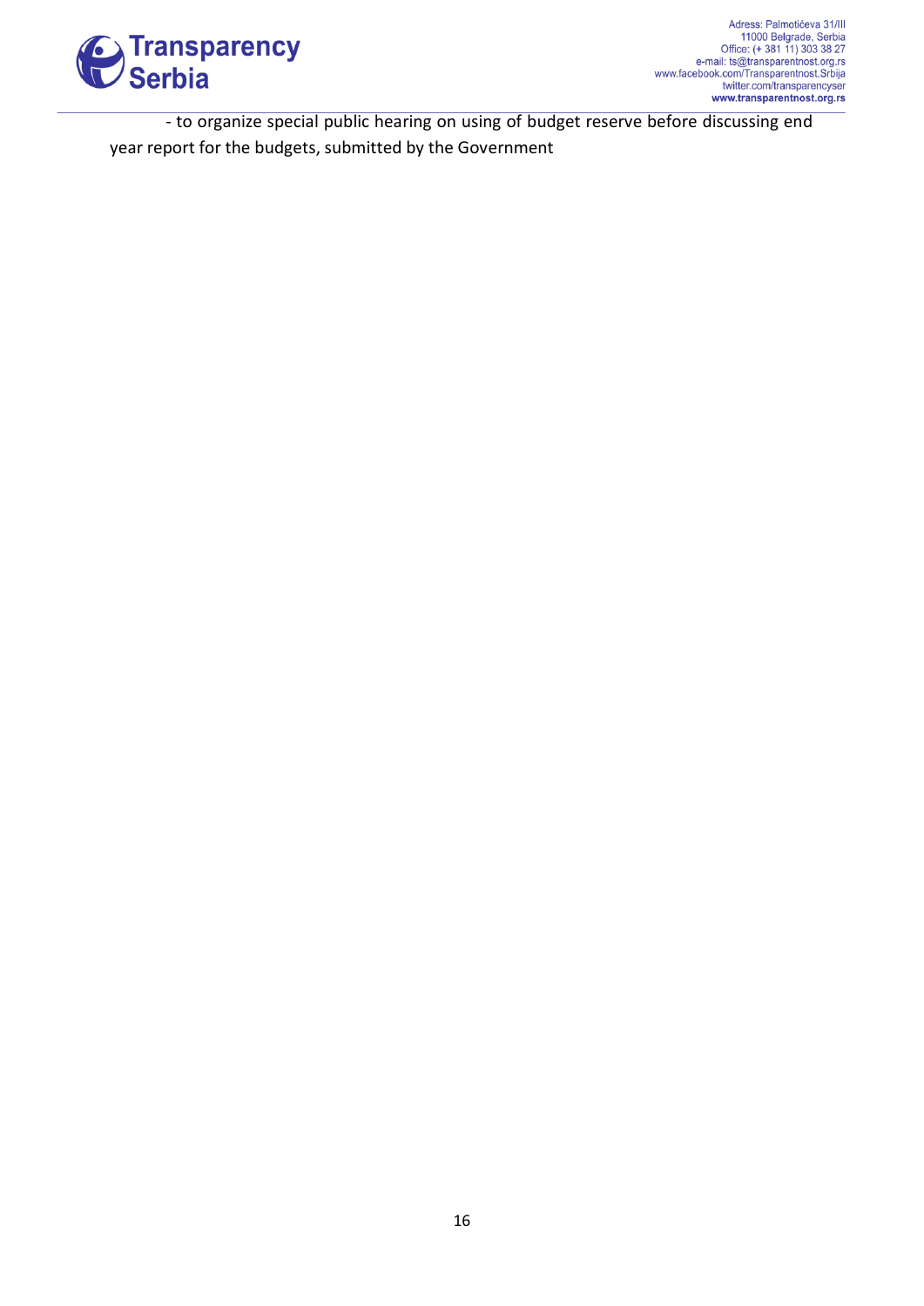- to organize special public hearing on using of budget reserve before discussing end year report for the budgets, submitted by the Government